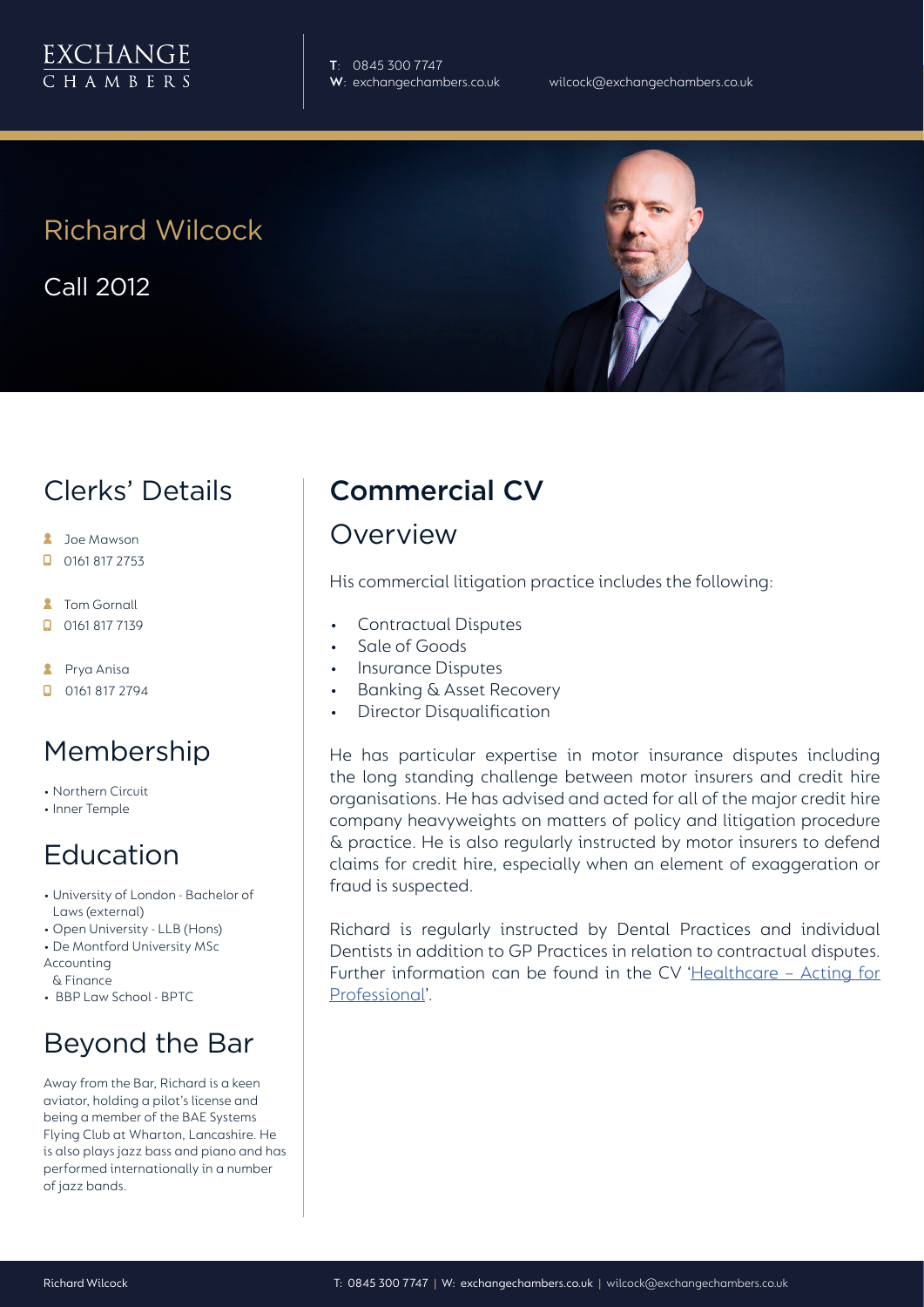EXCHANGE CHAMBERS

**T**: 0845 300 7747
**W**: exchangechambers.co.uk
wilcock@exchangechambers.co.uk

# Richard Wilcock

Call 2012

## Clerks' Details

- Joe Mawson
- 0161 817 2753
- Tom Gornall
- 0161 817 7139
- Prya Anisa
- 0161 817 2794

## Membership

- Northern Circuit
- Inner Temple

## Education

- University of London - Bachelor of Laws (external)
- Open University - LLB (Hons)
- De Montford University MSc Accounting & Finance
- BBP Law School - BPTC

## Beyond the Bar

Away from the Bar, Richard is a keen aviator, holding a pilot's license and being a member of the BAE Systems Flying Club at Wharton, Lancashire. He is also plays jazz bass and piano and has performed internationally in a number of jazz bands.

## Commercial CV

### Overview

His commercial litigation practice includes the following:

- Contractual Disputes
- Sale of Goods
- Insurance Disputes
- Banking & Asset Recovery
- Director Disqualification

He has particular expertise in motor insurance disputes including the long standing challenge between motor insurers and credit hire organisations. He has advised and acted for all of the major credit hire company heavyweights on matters of policy and litigation procedure & practice. He is also regularly instructed by motor insurers to defend claims for credit hire, especially when an element of exaggeration or fraud is suspected.

Richard is regularly instructed by Dental Practices and individual Dentists in addition to GP Practices in relation to contractual disputes. Further information can be found in the CV '[Healthcare – Acting for Professional]'.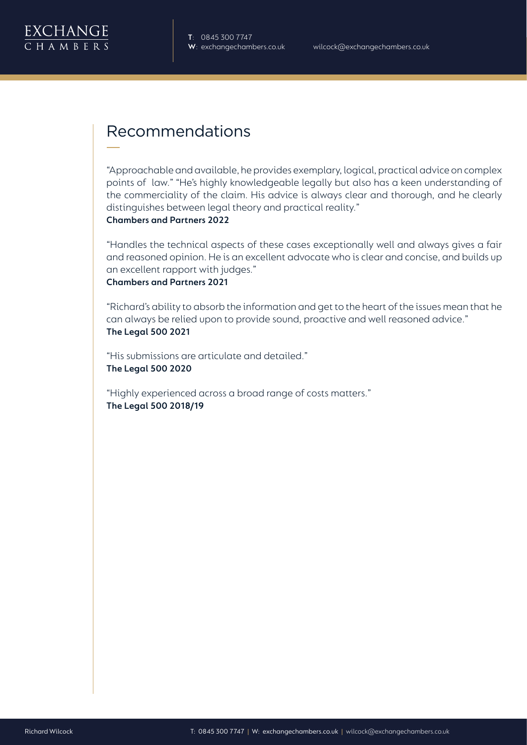## Recommendations

"Approachable and available, he provides exemplary, logical, practical advice on complex points of law." "He's highly knowledgeable legally but also has a keen understanding of the commerciality of the claim. His advice is always clear and thorough, and he clearly distinguishes between legal theory and practical reality."
**Chambers and Partners 2022**

"Handles the technical aspects of these cases exceptionally well and always gives a fair and reasoned opinion. He is an excellent advocate who is clear and concise, and builds up an excellent rapport with judges."
**Chambers and Partners 2021**

"Richard's ability to absorb the information and get to the heart of the issues mean that he can always be relied upon to provide sound, proactive and well reasoned advice."
**The Legal 500 2021**

"His submissions are articulate and detailed."
**The Legal 500 2020**

"Highly experienced across a broad range of costs matters."
**The Legal 500 2018/19**